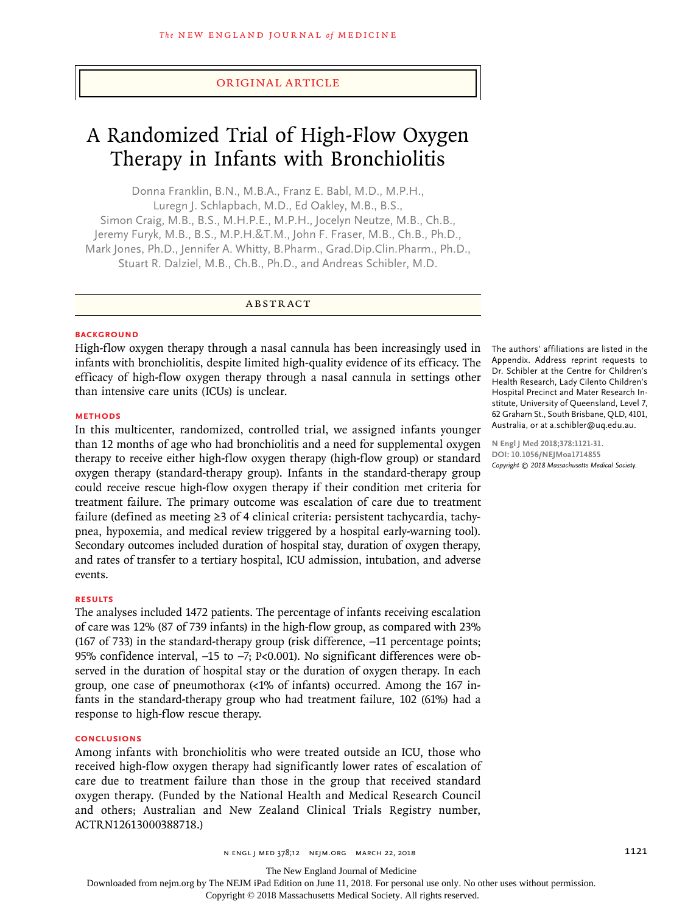ORIGINAL ARTICLE

# A Randomized Trial of High-Flow Oxygen Therapy in Infants with Bronchiolitis

Donna Franklin, B.N., M.B.A., Franz E. Babl, M.D., M.P.H., Luregn J. Schlapbach, M.D., Ed Oakley, M.B., B.S., Simon Craig, M.B., B.S., M.H.P.E., M.P.H., Jocelyn Neutze, M.B., Ch.B., Jeremy Furyk, M.B., B.S., M.P.H.&T.M., John F. Fraser, M.B., Ch.B., Ph.D., Mark Jones, Ph.D., Jennifer A. Whitty, B.Pharm., Grad.Dip.Clin.Pharm., Ph.D., Stuart R. Dalziel, M.B., Ch.B., Ph.D., and Andreas Schibler, M.D.

## ABSTRACT

### BACKGROUND

High-flow oxygen therapy through a nasal cannula has been increasingly used in infants with bronchiolitis, despite limited high-quality evidence of its efficacy. The efficacy of high-flow oxygen therapy through a nasal cannula in settings other than intensive care units (ICUs) is unclear.

### METHODS

In this multicenter, randomized, controlled trial, we assigned infants younger than 12 months of age who had bronchiolitis and a need for supplemental oxygen therapy to receive either high-flow oxygen therapy (high-flow group) or standard oxygen therapy (standard-therapy group). Infants in the standard-therapy group could receive rescue high-flow oxygen therapy if their condition met criteria for treatment failure. The primary outcome was escalation of care due to treatment failure (defined as meeting ≥3 of 4 clinical criteria: persistent tachycardia, tachypnea, hypoxemia, and medical review triggered by a hospital early-warning tool). Secondary outcomes included duration of hospital stay, duration of oxygen therapy, and rates of transfer to a tertiary hospital, ICU admission, intubation, and adverse events.

### RESULTS

The analyses included 1472 patients. The percentage of infants receiving escalation of care was 12% (87 of 739 infants) in the high-flow group, as compared with 23% (167 of 733) in the standard-therapy group (risk difference, −11 percentage points; 95% confidence interval, −15 to −7; P<0.001). No significant differences were observed in the duration of hospital stay or the duration of oxygen therapy. In each group, one case of pneumothorax (<1% of infants) occurred. Among the 167 infants in the standard-therapy group who had treatment failure, 102 (61%) had a response to high-flow rescue therapy.

### CONCLUSIONS

Among infants with bronchiolitis who were treated outside an ICU, those who received high-flow oxygen therapy had significantly lower rates of escalation of care due to treatment failure than those in the group that received standard oxygen therapy. (Funded by the National Health and Medical Research Council and others; Australian and New Zealand Clinical Trials Registry number, ACTRN12613000388718.)

The authors' affiliations are listed in the Appendix. Address reprint requests to Dr. Schibler at the Centre for Children's Health Research, Lady Cilento Children's Hospital Precinct and Mater Research Institute, University of Queensland, Level 7, 62 Graham St., South Brisbane, QLD, 4101, Australia, or at a.schibler@uq.edu.au.

N Engl J Med 2018;378:1121-31.
DOI: 10.1056/NEJMoa1714855
Copyright © 2018 Massachusetts Medical Society.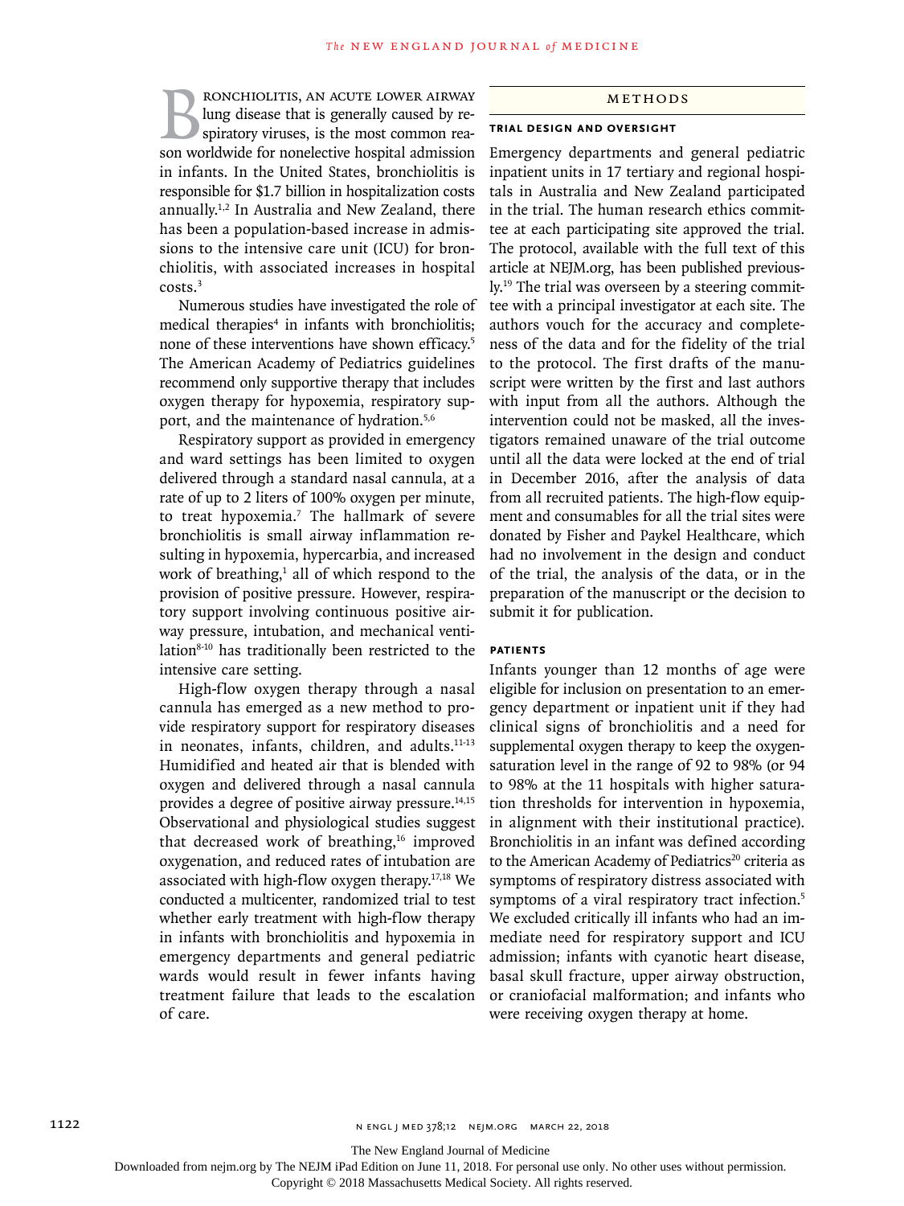Bronchiolitis, an acute lower airway lung disease that is generally caused by respiratory viruses, is the most common reason worldwide for nonelective hospital admission in infants. In the United States, bronchiolitis is responsible for $1.7 billion in hospitalization costs annually.[1,2] In Australia and New Zealand, there has been a population-based increase in admissions to the intensive care unit (ICU) for bronchiolitis, with associated increases in hospital costs.[3]

Numerous studies have investigated the role of medical therapies[4] in infants with bronchiolitis; none of these interventions have shown efficacy.[5] The American Academy of Pediatrics guidelines recommend only supportive therapy that includes oxygen therapy for hypoxemia, respiratory support, and the maintenance of hydration.[5,6]

Respiratory support as provided in emergency and ward settings has been limited to oxygen delivered through a standard nasal cannula, at a rate of up to 2 liters of 100% oxygen per minute, to treat hypoxemia.[7] The hallmark of severe bronchiolitis is small airway inflammation resulting in hypoxemia, hypercarbia, and increased work of breathing,[1] all of which respond to the provision of positive pressure. However, respiratory support involving continuous positive airway pressure, intubation, and mechanical ventilation[8-10] has traditionally been restricted to the intensive care setting.

High-flow oxygen therapy through a nasal cannula has emerged as a new method to provide respiratory support for respiratory diseases in neonates, infants, children, and adults.[11-13] Humidified and heated air that is blended with oxygen and delivered through a nasal cannula provides a degree of positive airway pressure.[14,15] Observational and physiological studies suggest that decreased work of breathing,[16] improved oxygenation, and reduced rates of intubation are associated with high-flow oxygen therapy.[17,18] We conducted a multicenter, randomized trial to test whether early treatment with high-flow therapy in infants with bronchiolitis and hypoxemia in emergency departments and general pediatric wards would result in fewer infants having treatment failure that leads to the escalation of care.

## Methods

### Trial Design and Oversight

Emergency departments and general pediatric inpatient units in 17 tertiary and regional hospitals in Australia and New Zealand participated in the trial. The human research ethics committee at each participating site approved the trial. The protocol, available with the full text of this article at NEJM.org, has been published previously.[19] The trial was overseen by a steering committee with a principal investigator at each site. The authors vouch for the accuracy and completeness of the data and for the fidelity of the trial to the protocol. The first drafts of the manuscript were written by the first and last authors with input from all the authors. Although the intervention could not be masked, all the investigators remained unaware of the trial outcome until all the data were locked at the end of trial in December 2016, after the analysis of data from all recruited patients. The high-flow equipment and consumables for all the trial sites were donated by Fisher and Paykel Healthcare, which had no involvement in the design and conduct of the trial, the analysis of the data, or in the preparation of the manuscript or the decision to submit it for publication.

### Patients

Infants younger than 12 months of age were eligible for inclusion on presentation to an emergency department or inpatient unit if they had clinical signs of bronchiolitis and a need for supplemental oxygen therapy to keep the oxygen-saturation level in the range of 92 to 98% (or 94 to 98% at the 11 hospitals with higher saturation thresholds for intervention in hypoxemia, in alignment with their institutional practice). Bronchiolitis in an infant was defined according to the American Academy of Pediatrics[20] criteria as symptoms of respiratory distress associated with symptoms of a viral respiratory tract infection.[5] We excluded critically ill infants who had an immediate need for respiratory support and ICU admission; infants with cyanotic heart disease, basal skull fracture, upper airway obstruction, or craniofacial malformation; and infants who were receiving oxygen therapy at home.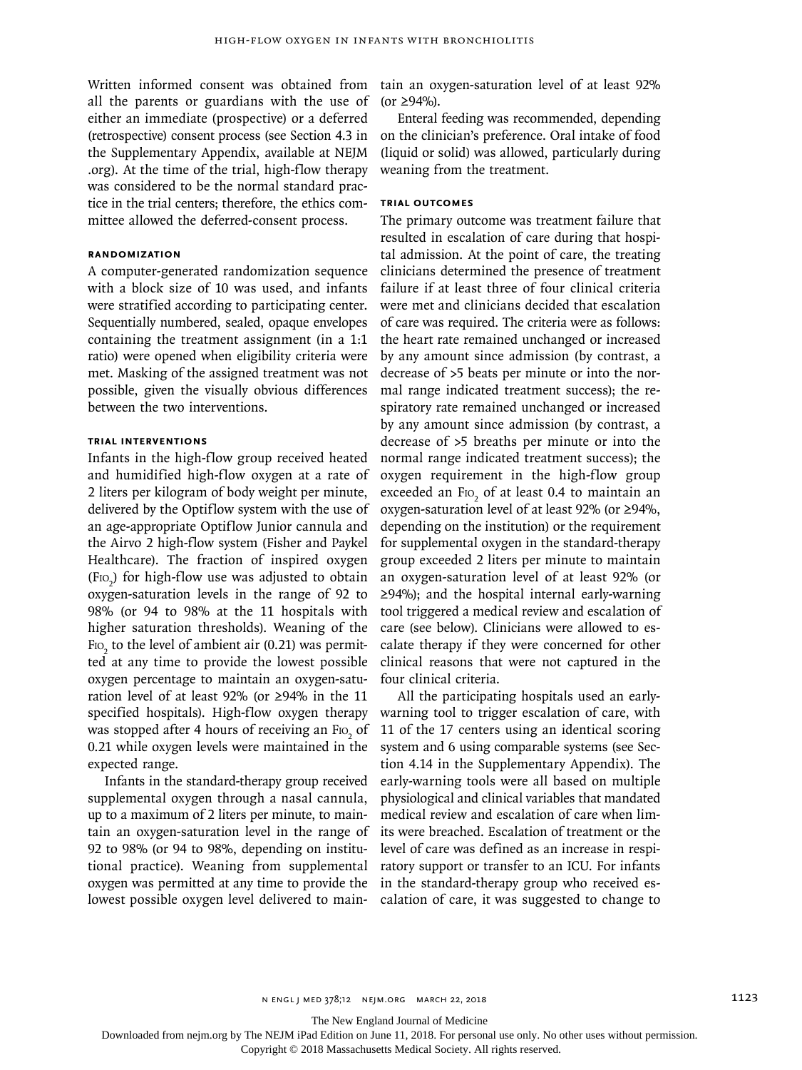Written informed consent was obtained from all the parents or guardians with the use of either an immediate (prospective) or a deferred (retrospective) consent process (see Section 4.3 in the Supplementary Appendix, available at NEJM.org). At the time of the trial, high-flow therapy was considered to be the normal standard practice in the trial centers; therefore, the ethics committee allowed the deferred-consent process.

### Randomization

A computer-generated randomization sequence with a block size of 10 was used, and infants were stratified according to participating center. Sequentially numbered, sealed, opaque envelopes containing the treatment assignment (in a 1:1 ratio) were opened when eligibility criteria were met. Masking of the assigned treatment was not possible, given the visually obvious differences between the two interventions.

### Trial Interventions

Infants in the high-flow group received heated and humidified high-flow oxygen at a rate of 2 liters per kilogram of body weight per minute, delivered by the Optiflow system with the use of an age-appropriate Optiflow Junior cannula and the Airvo 2 high-flow system (Fisher and Paykel Healthcare). The fraction of inspired oxygen ($FIO_2$) for high-flow use was adjusted to obtain oxygen-saturation levels in the range of 92 to 98% (or 94 to 98% at the 11 hospitals with higher saturation thresholds). Weaning of the $FIO_2$ to the level of ambient air (0.21) was permitted at any time to provide the lowest possible oxygen percentage to maintain an oxygen-saturation level of at least 92% (or ≥94% in the 11 specified hospitals). High-flow oxygen therapy was stopped after 4 hours of receiving an $FIO_2$ of 0.21 while oxygen levels were maintained in the expected range.

Infants in the standard-therapy group received supplemental oxygen through a nasal cannula, up to a maximum of 2 liters per minute, to maintain an oxygen-saturation level in the range of 92 to 98% (or 94 to 98%, depending on institutional practice). Weaning from supplemental oxygen was permitted at any time to provide the lowest possible oxygen level delivered to maintain an oxygen-saturation level of at least 92% (or ≥94%).

Enteral feeding was recommended, depending on the clinician's preference. Oral intake of food (liquid or solid) was allowed, particularly during weaning from the treatment.

### Trial Outcomes

The primary outcome was treatment failure that resulted in escalation of care during that hospital admission. At the point of care, the treating clinicians determined the presence of treatment failure if at least three of four clinical criteria were met and clinicians decided that escalation of care was required. The criteria were as follows: the heart rate remained unchanged or increased by any amount since admission (by contrast, a decrease of >5 beats per minute or into the normal range indicated treatment success); the respiratory rate remained unchanged or increased by any amount since admission (by contrast, a decrease of >5 breaths per minute or into the normal range indicated treatment success); the oxygen requirement in the high-flow group exceeded an $FIO_2$ of at least 0.4 to maintain an oxygen-saturation level of at least 92% (or ≥94%, depending on the institution) or the requirement for supplemental oxygen in the standard-therapy group exceeded 2 liters per minute to maintain an oxygen-saturation level of at least 92% (or ≥94%); and the hospital internal early-warning tool triggered a medical review and escalation of care (see below). Clinicians were allowed to escalate therapy if they were concerned for other clinical reasons that were not captured in the four clinical criteria.

All the participating hospitals used an early-warning tool to trigger escalation of care, with 11 of the 17 centers using an identical scoring system and 6 using comparable systems (see Section 4.14 in the Supplementary Appendix). The early-warning tools were all based on multiple physiological and clinical variables that mandated medical review and escalation of care when limits were breached. Escalation of treatment or the level of care was defined as an increase in respiratory support or transfer to an ICU. For infants in the standard-therapy group who received escalation of care, it was suggested to change to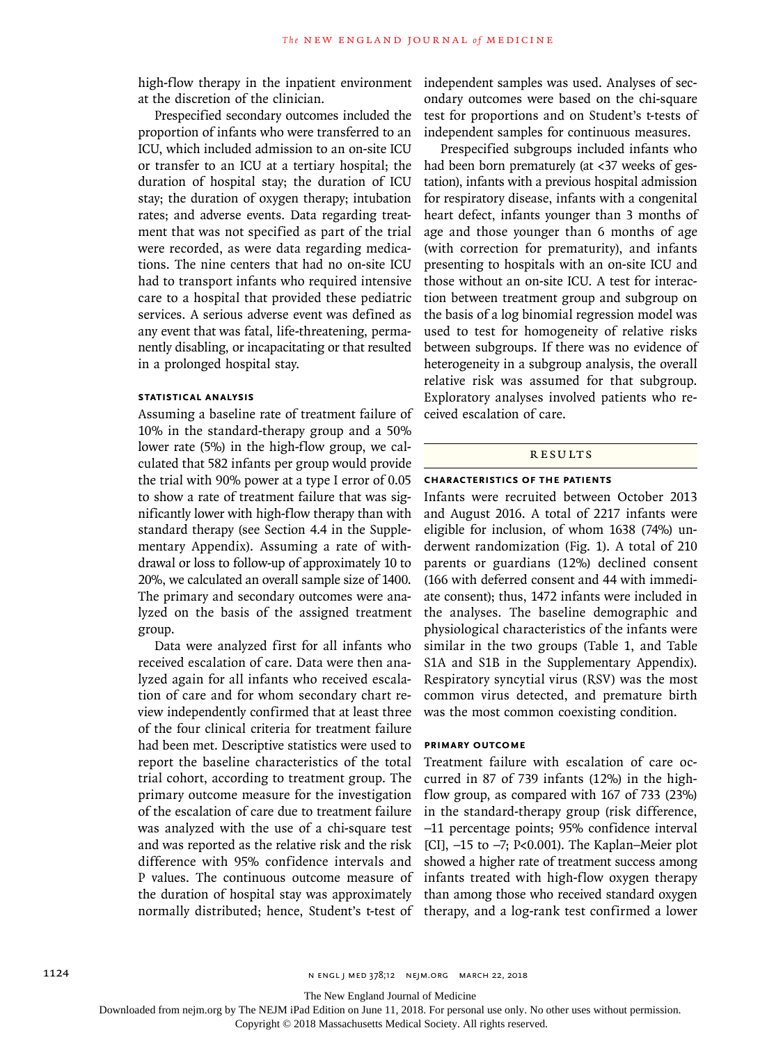high-flow therapy in the inpatient environment at the discretion of the clinician.

Prespecified secondary outcomes included the proportion of infants who were transferred to an ICU, which included admission to an on-site ICU or transfer to an ICU at a tertiary hospital; the duration of hospital stay; the duration of ICU stay; the duration of oxygen therapy; intubation rates; and adverse events. Data regarding treatment that was not specified as part of the trial were recorded, as were data regarding medications. The nine centers that had no on-site ICU had to transport infants who required intensive care to a hospital that provided these pediatric services. A serious adverse event was defined as any event that was fatal, life-threatening, permanently disabling, or incapacitating or that resulted in a prolonged hospital stay.

### STATISTICAL ANALYSIS

Assuming a baseline rate of treatment failure of 10% in the standard-therapy group and a 50% lower rate (5%) in the high-flow group, we calculated that 582 infants per group would provide the trial with 90% power at a type I error of 0.05 to show a rate of treatment failure that was significantly lower with high-flow therapy than with standard therapy (see Section 4.4 in the Supplementary Appendix). Assuming a rate of withdrawal or loss to follow-up of approximately 10 to 20%, we calculated an overall sample size of 1400. The primary and secondary outcomes were analyzed on the basis of the assigned treatment group.

Data were analyzed first for all infants who received escalation of care. Data were then analyzed again for all infants who received escalation of care and for whom secondary chart review independently confirmed that at least three of the four clinical criteria for treatment failure had been met. Descriptive statistics were used to report the baseline characteristics of the total trial cohort, according to treatment group. The primary outcome measure for the investigation of the escalation of care due to treatment failure was analyzed with the use of a chi-square test and was reported as the relative risk and the risk difference with 95% confidence intervals and P values. The continuous outcome measure of the duration of hospital stay was approximately normally distributed; hence, Student's t-test of independent samples was used. Analyses of secondary outcomes were based on the chi-square test for proportions and on Student's t-tests of independent samples for continuous measures.

Prespecified subgroups included infants who had been born prematurely (at <37 weeks of gestation), infants with a previous hospital admission for respiratory disease, infants with a congenital heart defect, infants younger than 3 months of age and those younger than 6 months of age (with correction for prematurity), and infants presenting to hospitals with an on-site ICU and those without an on-site ICU. A test for interaction between treatment group and subgroup on the basis of a log binomial regression model was used to test for homogeneity of relative risks between subgroups. If there was no evidence of heterogeneity in a subgroup analysis, the overall relative risk was assumed for that subgroup. Exploratory analyses involved patients who received escalation of care.

## RESULTS

### CHARACTERISTICS OF THE PATIENTS

Infants were recruited between October 2013 and August 2016. A total of 2217 infants were eligible for inclusion, of whom 1638 (74%) underwent randomization (Fig. 1). A total of 210 parents or guardians (12%) declined consent (166 with deferred consent and 44 with immediate consent); thus, 1472 infants were included in the analyses. The baseline demographic and physiological characteristics of the infants were similar in the two groups (Table 1, and Table S1A and S1B in the Supplementary Appendix). Respiratory syncytial virus (RSV) was the most common virus detected, and premature birth was the most common coexisting condition.

### PRIMARY OUTCOME

Treatment failure with escalation of care occurred in 87 of 739 infants (12%) in the high-flow group, as compared with 167 of 733 (23%) in the standard-therapy group (risk difference, −11 percentage points; 95% confidence interval [CI], −15 to −7; P<0.001). The Kaplan–Meier plot showed a higher rate of treatment success among infants treated with high-flow oxygen therapy than among those who received standard oxygen therapy, and a log-rank test confirmed a lower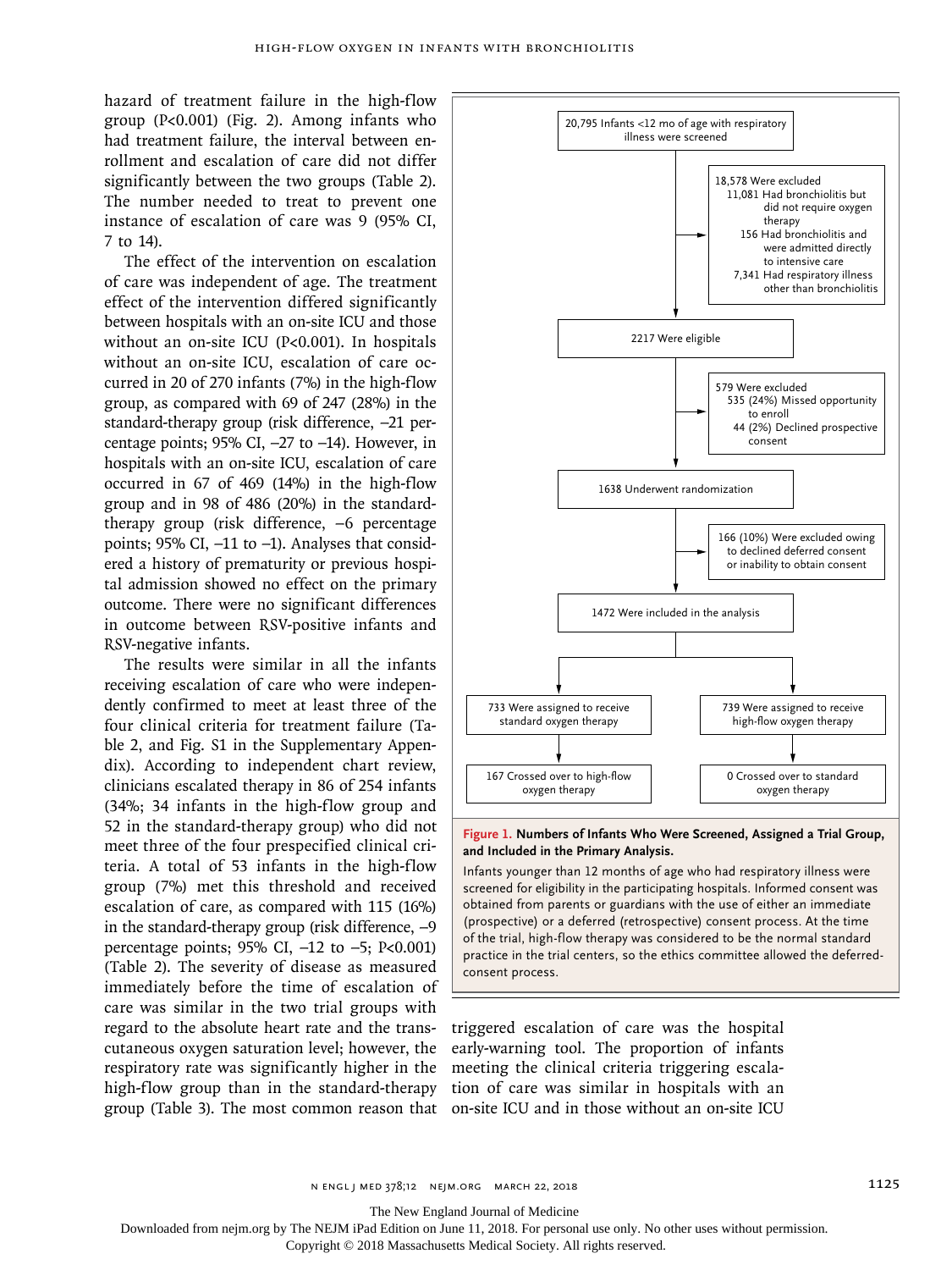hazard of treatment failure in the high-flow group (P<0.001) (Fig. 2). Among infants who had treatment failure, the interval between enrollment and escalation of care did not differ significantly between the two groups (Table 2). The number needed to treat to prevent one instance of escalation of care was 9 (95% CI, 7 to 14).

The effect of the intervention on escalation of care was independent of age. The treatment effect of the intervention differed significantly between hospitals with an on-site ICU and those without an on-site ICU (P<0.001). In hospitals without an on-site ICU, escalation of care occurred in 20 of 270 infants (7%) in the high-flow group, as compared with 69 of 247 (28%) in the standard-therapy group (risk difference, −21 percentage points; 95% CI, −27 to −14). However, in hospitals with an on-site ICU, escalation of care occurred in 67 of 469 (14%) in the high-flow group and in 98 of 486 (20%) in the standard-therapy group (risk difference, −6 percentage points; 95% CI, −11 to −1). Analyses that considered a history of prematurity or previous hospital admission showed no effect on the primary outcome. There were no significant differences in outcome between RSV-positive infants and RSV-negative infants.

The results were similar in all the infants receiving escalation of care who were independently confirmed to meet at least three of the four clinical criteria for treatment failure (Table 2, and Fig. S1 in the Supplementary Appendix). According to independent chart review, clinicians escalated therapy in 86 of 254 infants (34%; 34 infants in the high-flow group and 52 in the standard-therapy group) who did not meet three of the four prespecified clinical criteria. A total of 53 infants in the high-flow group (7%) met this threshold and received escalation of care, as compared with 115 (16%) in the standard-therapy group (risk difference, −9 percentage points; 95% CI, −12 to −5; P<0.001) (Table 2). The severity of disease as measured immediately before the time of escalation of care was similar in the two trial groups with regard to the absolute heart rate and the transcutaneous oxygen saturation level; however, the respiratory rate was significantly higher in the high-flow group than in the standard-therapy group (Table 3). The most common reason that triggered escalation of care was the hospital early-warning tool. The proportion of infants meeting the clinical criteria triggering escalation of care was similar in hospitals with an on-site ICU and in those without an on-site ICU

20,795 Infants <12 mo of age with respiratory illness were screened

18,578 Were excluded
- 11,081 Had bronchiolitis but did not require oxygen therapy
- 156 Had bronchiolitis and were admitted directly to intensive care
- 7,341 Had respiratory illness other than bronchiolitis

2217 Were eligible

579 Were excluded
- 535 (24%) Missed opportunity to enroll
- 44 (2%) Declined prospective consent

1638 Underwent randomization

166 (10%) Were excluded owing to declined deferred consent or inability to obtain consent

1472 Were included in the analysis

733 Were assigned to receive standard oxygen therapy → 167 Crossed over to high-flow oxygen therapy

739 Were assigned to receive high-flow oxygen therapy → 0 Crossed over to standard oxygen therapy

**Figure 1. Numbers of Infants Who Were Screened, Assigned a Trial Group, and Included in the Primary Analysis.**

Infants younger than 12 months of age who had respiratory illness were screened for eligibility in the participating hospitals. Informed consent was obtained from parents or guardians with the use of either an immediate (prospective) or a deferred (retrospective) consent process. At the time of the trial, high-flow therapy was considered to be the normal standard practice in the trial centers, so the ethics committee allowed the deferred-consent process.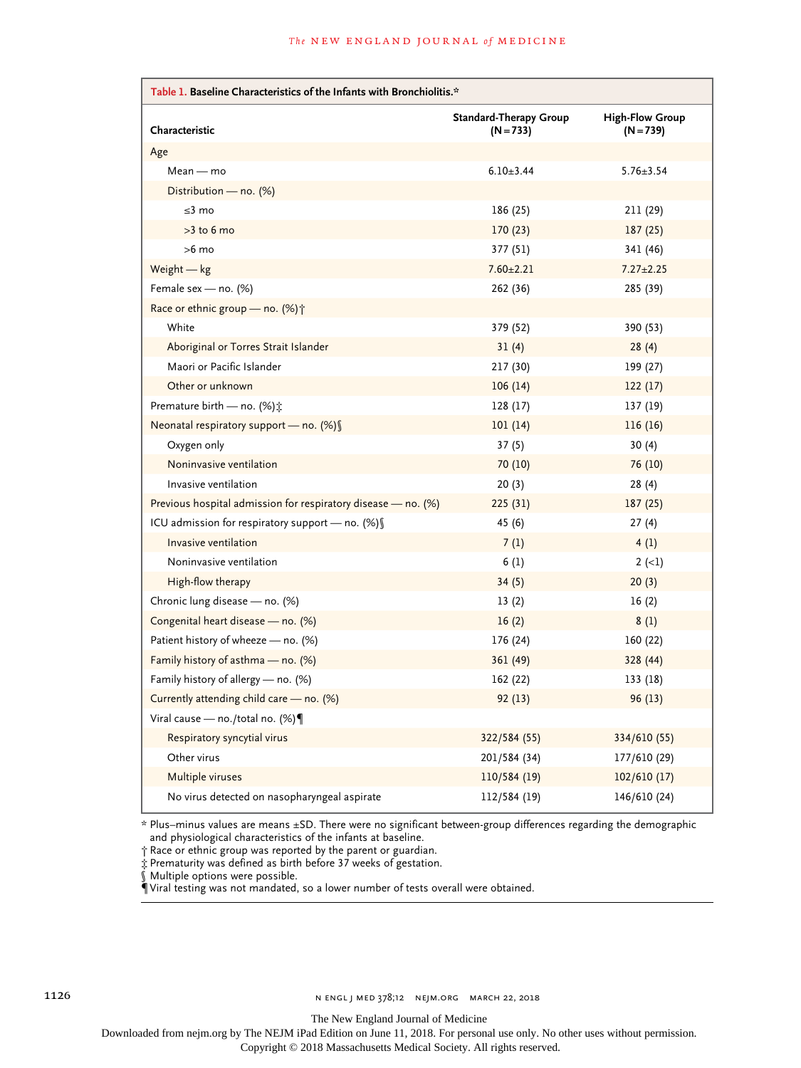**Table 1. Baseline Characteristics of the Infants with Bronchiolitis.***

| Characteristic | Standard-Therapy Group (N=733) | High-Flow Group (N=739) |
|---|---|---|
| Age | | |
| Mean — mo | 6.10±3.44 | 5.76±3.54 |
| Distribution — no. (%) | | |
| ≤3 mo | 186 (25) | 211 (29) |
| >3 to 6 mo | 170 (23) | 187 (25) |
| >6 mo | 377 (51) | 341 (46) |
| Weight — kg | 7.60±2.21 | 7.27±2.25 |
| Female sex — no. (%) | 262 (36) | 285 (39) |
| Race or ethnic group — no. (%)† | | |
| White | 379 (52) | 390 (53) |
| Aboriginal or Torres Strait Islander | 31 (4) | 28 (4) |
| Maori or Pacific Islander | 217 (30) | 199 (27) |
| Other or unknown | 106 (14) | 122 (17) |
| Premature birth — no. (%)‡ | 128 (17) | 137 (19) |
| Neonatal respiratory support — no. (%)§ | 101 (14) | 116 (16) |
| Oxygen only | 37 (5) | 30 (4) |
| Noninvasive ventilation | 70 (10) | 76 (10) |
| Invasive ventilation | 20 (3) | 28 (4) |
| Previous hospital admission for respiratory disease — no. (%) | 225 (31) | 187 (25) |
| ICU admission for respiratory support — no. (%)§ | 45 (6) | 27 (4) |
| Invasive ventilation | 7 (1) | 4 (1) |
| Noninvasive ventilation | 6 (1) | 2 (<1) |
| High-flow therapy | 34 (5) | 20 (3) |
| Chronic lung disease — no. (%) | 13 (2) | 16 (2) |
| Congenital heart disease — no. (%) | 16 (2) | 8 (1) |
| Patient history of wheeze — no. (%) | 176 (24) | 160 (22) |
| Family history of asthma — no. (%) | 361 (49) | 328 (44) |
| Family history of allergy — no. (%) | 162 (22) | 133 (18) |
| Currently attending child care — no. (%) | 92 (13) | 96 (13) |
| Viral cause — no./total no. (%)¶ | | |
| Respiratory syncytial virus | 322/584 (55) | 334/610 (55) |
| Other virus | 201/584 (34) | 177/610 (29) |
| Multiple viruses | 110/584 (19) | 102/610 (17) |
| No virus detected on nasopharyngeal aspirate | 112/584 (19) | 146/610 (24) |

\* Plus–minus values are means ±SD. There were no significant between-group differences regarding the demographic and physiological characteristics of the infants at baseline.

† Race or ethnic group was reported by the parent or guardian.

‡ Prematurity was defined as birth before 37 weeks of gestation.

§ Multiple options were possible.

¶ Viral testing was not mandated, so a lower number of tests overall were obtained.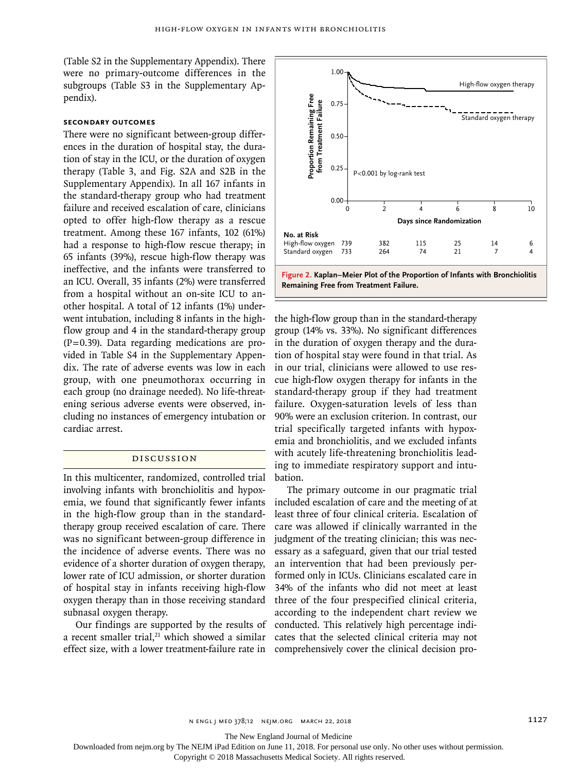(Table S2 in the Supplementary Appendix). There were no primary-outcome differences in the subgroups (Table S3 in the Supplementary Appendix).

### Secondary Outcomes

There were no significant between-group differences in the duration of hospital stay, the duration of stay in the ICU, or the duration of oxygen therapy (Table 3, and Fig. S2A and S2B in the Supplementary Appendix). In all 167 infants in the standard-therapy group who had treatment failure and received escalation of care, clinicians opted to offer high-flow therapy as a rescue treatment. Among these 167 infants, 102 (61%) had a response to high-flow rescue therapy; in 65 infants (39%), rescue high-flow therapy was ineffective, and the infants were transferred to an ICU. Overall, 35 infants (2%) were transferred from a hospital without an on-site ICU to another hospital. A total of 12 infants (1%) underwent intubation, including 8 infants in the high-flow group and 4 in the standard-therapy group (P=0.39). Data regarding medications are provided in Table S4 in the Supplementary Appendix. The rate of adverse events was low in each group, with one pneumothorax occurring in each group (no drainage needed). No life-threatening serious adverse events were observed, including no instances of emergency intubation or cardiac arrest.

| No. at Risk | 0 | 2 | 4 | 6 | 8 | 10 |
|---|---|---|---|---|---|---|
| High-flow oxygen | 739 | 382 | 115 | 25 | 14 | 6 |
| Standard oxygen | 733 | 264 | 74 | 21 | 7 | 4 |

**Figure 2. Kaplan–Meier Plot of the Proportion of Infants with Bronchiolitis Remaining Free from Treatment Failure.**

## Discussion

In this multicenter, randomized, controlled trial involving infants with bronchiolitis and hypoxemia, we found that significantly fewer infants in the high-flow group than in the standard-therapy group received escalation of care. There was no significant between-group difference in the incidence of adverse events. There was no evidence of a shorter duration of oxygen therapy, lower rate of ICU admission, or shorter duration of hospital stay in infants receiving high-flow oxygen therapy than in those receiving standard subnasal oxygen therapy.

Our findings are supported by the results of a recent smaller trial,[21] which showed a similar effect size, with a lower treatment-failure rate in the high-flow group than in the standard-therapy group (14% vs. 33%). No significant differences in the duration of oxygen therapy and the duration of hospital stay were found in that trial. As in our trial, clinicians were allowed to use rescue high-flow oxygen therapy for infants in the standard-therapy group if they had treatment failure. Oxygen-saturation levels of less than 90% were an exclusion criterion. In contrast, our trial specifically targeted infants with hypoxemia and bronchiolitis, and we excluded infants with acutely life-threatening bronchiolitis leading to immediate respiratory support and intubation.

The primary outcome in our pragmatic trial included escalation of care and the meeting of at least three of four clinical criteria. Escalation of care was allowed if clinically warranted in the judgment of the treating clinician; this was necessary as a safeguard, given that our trial tested an intervention that had been previously performed only in ICUs. Clinicians escalated care in 34% of the infants who did not meet at least three of the four prespecified clinical criteria, according to the independent chart review we conducted. This relatively high percentage indicates that the selected clinical criteria may not comprehensively cover the clinical decision pro-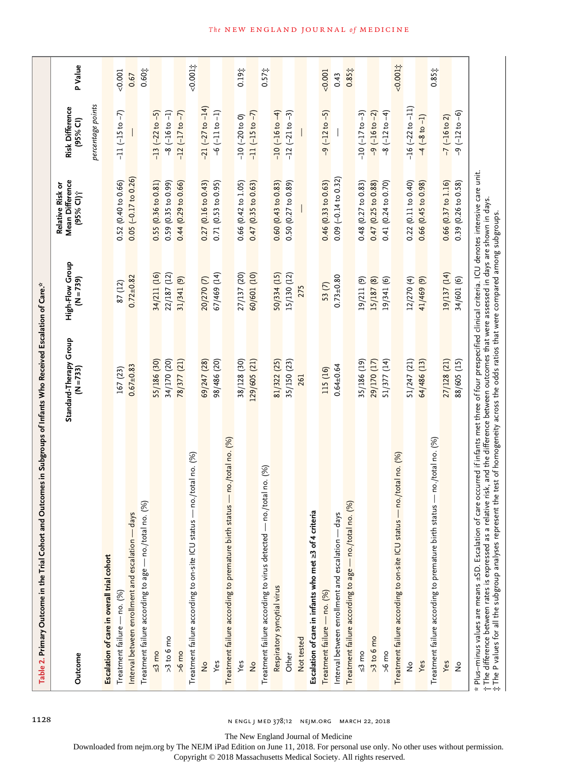**Table 2. Primary Outcome in the Trial Cohort and Outcomes in Subgroups of Infants Who Received Escalation of Care.***

| Outcome | Standard-Therapy Group (N=733) | High-Flow Group (N=739) | Relative Risk or Mean Difference (95% CI)† | Risk Difference (95% CI) | P Value |
|---|---|---|---|---|---|
| | | | | *percentage points* | |
| **Escalation of care in overall trial cohort** | | | | | |
| Treatment failure — no. (%) | 167 (23) | 87 (12) | 0.52 (0.40 to 0.66) | −11 (−15 to −7) | <0.001 |
| Interval between enrollment and escalation — days | 0.67±0.83 | 0.72±0.82 | 0.05 (−0.17 to 0.26) | — | 0.67 |
| Treatment failure according to age — no./total no. (%) | | | | | 0.60‡ |
| ≤3 mo | 55/186 (30) | 34/211 (16) | 0.55 (0.36 to 0.81) | −13 (−22 to −5) | |
| >3 to 6 mo | 34/170 (20) | 22/187 (12) | 0.59 (0.35 to 0.99) | −8 (−16 to −1) | |
| >6 mo | 78/377 (21) | 31/341 (9) | 0.44 (0.29 to 0.66) | −12 (−17 to −7) | |
| Treatment failure according to on-site ICU status — no./total no. (%) | | | | | <0.001‡ |
| No | 69/247 (28) | 20/270 (7) | 0.27 (0.16 to 0.43) | −21 (−27 to −14) | |
| Yes | 98/486 (20) | 67/469 (14) | 0.71 (0.53 to 0.95) | −6 (−11 to −1) | |
| Treatment failure according to premature birth status — no./total no. (%) | | | | | 0.19‡ |
| Yes | 38/128 (30) | 27/137 (20) | 0.66 (0.42 to 1.05) | −10 (−20 to 0) | |
| No | 129/605 (21) | 60/601 (10) | 0.47 (0.35 to 0.63) | −11 (−15 to −7) | |
| Treatment failure according to virus detected — no./total no. (%) | | | | | 0.57‡ |
| Respiratory syncytial virus | 81/322 (25) | 50/334 (15) | 0.60 (0.43 to 0.83) | −10 (−16 to −4) | |
| Other | 35/150 (23) | 15/130 (12) | 0.50 (0.27 to 0.89) | −12 (−21 to −3) | |
| Not tested | 261 | 275 | — | — | |
| **Escalation of care in infants who met ≥3 of 4 criteria** | | | | | |
| Treatment failure — no. (%) | 115 (16) | 53 (7) | 0.46 (0.33 to 0.63) | −9 (−12 to −5) | <0.001 |
| Interval between enrollment and escalation — days | 0.64±0.64 | 0.73±0.80 | 0.09 (−0.14 to 0.32) | — | 0.43 |
| Treatment failure according to age — no./total no. (%) | | | | | 0.85‡ |
| ≤3 mo | 35/186 (19) | 19/211 (9) | 0.48 (0.27 to 0.83) | −10 (−17 to −3) | |
| >3 to 6 mo | 29/170 (17) | 15/187 (8) | 0.47 (0.25 to 0.88) | −9 (−16 to −2) | |
| >6 mo | 51/377 (14) | 19/341 (6) | 0.41 (0.24 to 0.70) | −8 (−12 to −4) | |
| Treatment failure according to on-site ICU status — no./total no. (%) | | | | | <0.001‡ |
| No | 51/247 (21) | 12/270 (4) | 0.22 (0.11 to 0.40) | −16 (−22 to −11) | |
| Yes | 64/486 (13) | 41/469 (9) | 0.66 (0.45 to 0.98) | −4 (−8 to −1) | |
| Treatment failure according to premature birth status — no./total no. (%) | | | | | 0.85‡ |
| Yes | 27/128 (21) | 19/137 (14) | 0.66 (0.37 to 1.16) | −7 (−16 to 2) | |
| No | 88/605 (15) | 34/601 (6) | 0.39 (0.26 to 0.58) | −9 (−12 to −6) | |

\* Plus–minus values are means ±SD. Escalation of care occurred if infants met three of four prespecified clinical criteria. ICU denotes intensive care unit.

† The difference between rates is expressed as a relative risk, and the difference between outcomes that were assessed in days are shown in days.

‡ The P values for all the subgroup analyses represent the test of homogeneity across the odds ratios that were compared among subgroups.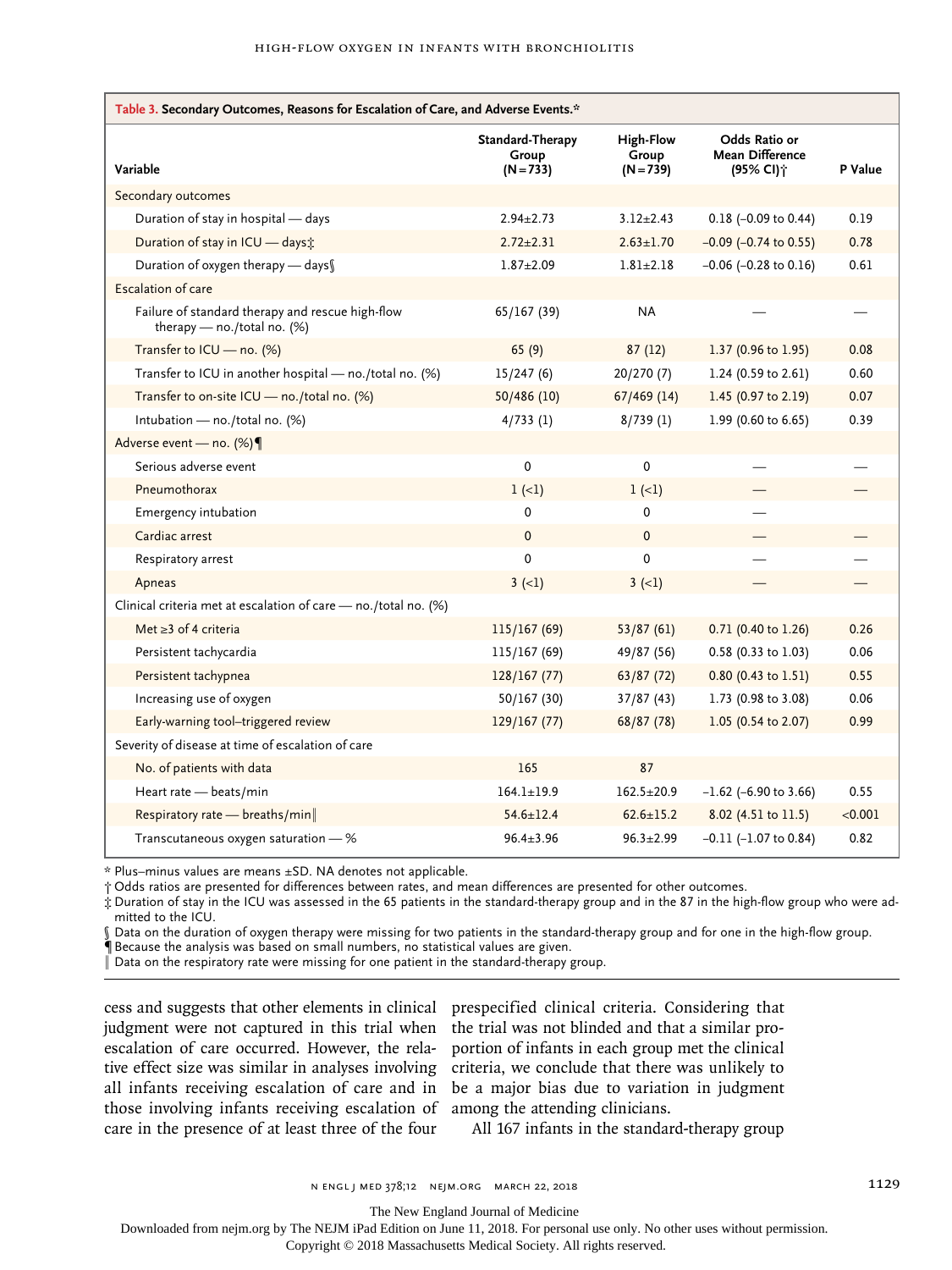**Table 3. Secondary Outcomes, Reasons for Escalation of Care, and Adverse Events.***

| Variable | Standard-Therapy Group (N=733) | High-Flow Group (N=739) | Odds Ratio or Mean Difference (95% CI)† | P Value |
|---|---|---|---|---|
| **Secondary outcomes** | | | | |
| Duration of stay in hospital — days | 2.94±2.73 | 3.12±2.43 | 0.18 (−0.09 to 0.44) | 0.19 |
| Duration of stay in ICU — days‡ | 2.72±2.31 | 2.63±1.70 | −0.09 (−0.74 to 0.55) | 0.78 |
| Duration of oxygen therapy — days§ | 1.87±2.09 | 1.81±2.18 | −0.06 (−0.28 to 0.16) | 0.61 |
| **Escalation of care** | | | | |
| Failure of standard therapy and rescue high-flow therapy — no./total no. (%) | 65/167 (39) | NA | — | — |
| Transfer to ICU — no. (%) | 65 (9) | 87 (12) | 1.37 (0.96 to 1.95) | 0.08 |
| Transfer to ICU in another hospital — no./total no. (%) | 15/247 (6) | 20/270 (7) | 1.24 (0.59 to 2.61) | 0.60 |
| Transfer to on-site ICU — no./total no. (%) | 50/486 (10) | 67/469 (14) | 1.45 (0.97 to 2.19) | 0.07 |
| Intubation — no./total no. (%) | 4/733 (1) | 8/739 (1) | 1.99 (0.60 to 6.65) | 0.39 |
| **Adverse event — no. (%)¶** | | | | |
| Serious adverse event | 0 | 0 | — | — |
| Pneumothorax | 1 (<1) | 1 (<1) | — | — |
| Emergency intubation | 0 | 0 | — | |
| Cardiac arrest | 0 | 0 | — | — |
| Respiratory arrest | 0 | 0 | — | — |
| Apneas | 3 (<1) | 3 (<1) | — | — |
| **Clinical criteria met at escalation of care — no./total no. (%)** | | | | |
| Met ≥3 of 4 criteria | 115/167 (69) | 53/87 (61) | 0.71 (0.40 to 1.26) | 0.26 |
| Persistent tachycardia | 115/167 (69) | 49/87 (56) | 0.58 (0.33 to 1.03) | 0.06 |
| Persistent tachypnea | 128/167 (77) | 63/87 (72) | 0.80 (0.43 to 1.51) | 0.55 |
| Increasing use of oxygen | 50/167 (30) | 37/87 (43) | 1.73 (0.98 to 3.08) | 0.06 |
| Early-warning tool–triggered review | 129/167 (77) | 68/87 (78) | 1.05 (0.54 to 2.07) | 0.99 |
| **Severity of disease at time of escalation of care** | | | | |
| No. of patients with data | 165 | 87 | | |
| Heart rate — beats/min | 164.1±19.9 | 162.5±20.9 | −1.62 (−6.90 to 3.66) | 0.55 |
| Respiratory rate — breaths/min‖ | 54.6±12.4 | 62.6±15.2 | 8.02 (4.51 to 11.5) | <0.001 |
| Transcutaneous oxygen saturation — % | 96.4±3.96 | 96.3±2.99 | −0.11 (−1.07 to 0.84) | 0.82 |

\* Plus–minus values are means ±SD. NA denotes not applicable.
† Odds ratios are presented for differences between rates, and mean differences are presented for other outcomes.
‡ Duration of stay in the ICU was assessed in the 65 patients in the standard-therapy group and in the 87 in the high-flow group who were admitted to the ICU.
§ Data on the duration of oxygen therapy were missing for two patients in the standard-therapy group and for one in the high-flow group.
¶ Because the analysis was based on small numbers, no statistical values are given.
‖ Data on the respiratory rate were missing for one patient in the standard-therapy group.

cess and suggests that other elements in clinical judgment were not captured in this trial when escalation of care occurred. However, the relative effect size was similar in analyses involving all infants receiving escalation of care and in those involving infants receiving escalation of care in the presence of at least three of the four prespecified clinical criteria. Considering that the trial was not blinded and that a similar proportion of infants in each group met the clinical criteria, we conclude that there was unlikely to be a major bias due to variation in judgment among the attending clinicians.

All 167 infants in the standard-therapy group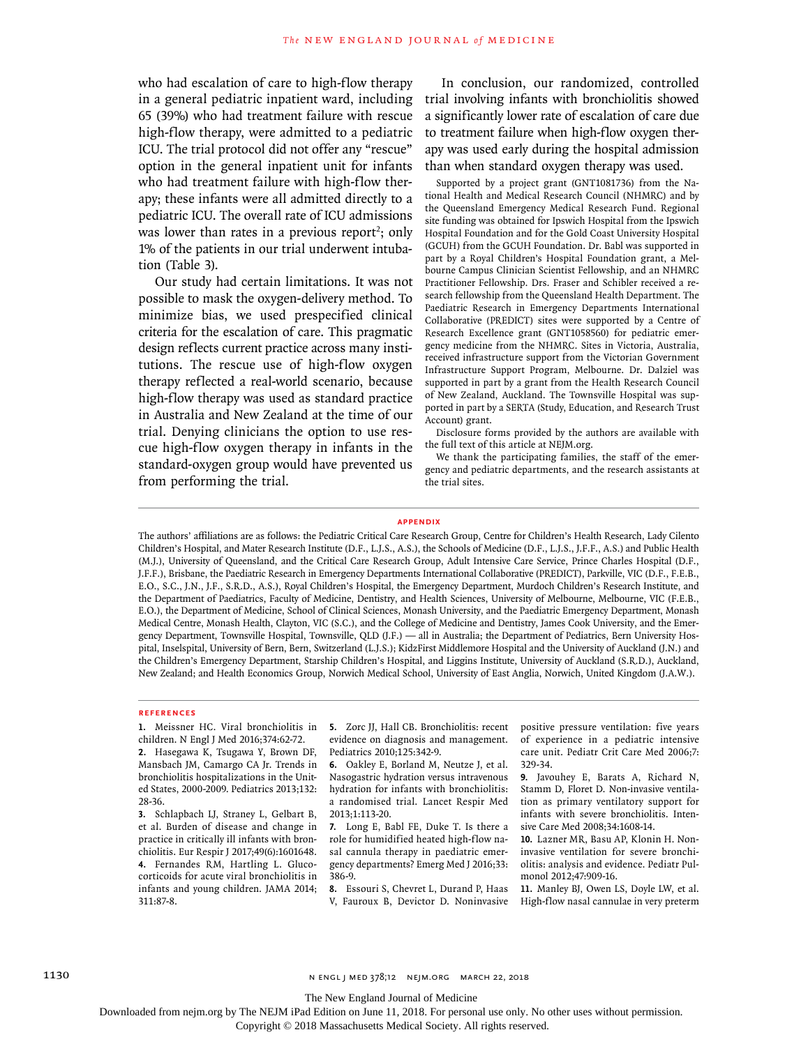who had escalation of care to high-flow therapy in a general pediatric inpatient ward, including 65 (39%) who had treatment failure with rescue high-flow therapy, were admitted to a pediatric ICU. The trial protocol did not offer any "rescue" option in the general inpatient unit for infants who had treatment failure with high-flow therapy; these infants were all admitted directly to a pediatric ICU. The overall rate of ICU admissions was lower than rates in a previous report[2]; only 1% of the patients in our trial underwent intubation (Table 3).

Our study had certain limitations. It was not possible to mask the oxygen-delivery method. To minimize bias, we used prespecified clinical criteria for the escalation of care. This pragmatic design reflects current practice across many institutions. The rescue use of high-flow oxygen therapy reflected a real-world scenario, because high-flow therapy was used as standard practice in Australia and New Zealand at the time of our trial. Denying clinicians the option to use rescue high-flow oxygen therapy in infants in the standard-oxygen group would have prevented us from performing the trial.

In conclusion, our randomized, controlled trial involving infants with bronchiolitis showed a significantly lower rate of escalation of care due to treatment failure when high-flow oxygen therapy was used early during the hospital admission than when standard oxygen therapy was used.

Supported by a project grant (GNT1081736) from the National Health and Medical Research Council (NHMRC) and by the Queensland Emergency Medical Research Fund. Regional site funding was obtained for Ipswich Hospital from the Ipswich Hospital Foundation and for the Gold Coast University Hospital (GCUH) from the GCUH Foundation. Dr. Babl was supported in part by a Royal Children's Hospital Foundation grant, a Melbourne Campus Clinician Scientist Fellowship, and an NHMRC Practitioner Fellowship. Drs. Fraser and Schibler received a research fellowship from the Queensland Health Department. The Paediatric Research in Emergency Departments International Collaborative (PREDICT) sites were supported by a Centre of Research Excellence grant (GNT1058560) for pediatric emergency medicine from the NHMRC. Sites in Victoria, Australia, received infrastructure support from the Victorian Government Infrastructure Support Program, Melbourne. Dr. Dalziel was supported in part by a grant from the Health Research Council of New Zealand, Auckland. The Townsville Hospital was supported in part by a SERTA (Study, Education, and Research Trust Account) grant.

Disclosure forms provided by the authors are available with the full text of this article at NEJM.org.

We thank the participating families, the staff of the emergency and pediatric departments, and the research assistants at the trial sites.

## APPENDIX

The authors' affiliations are as follows: the Pediatric Critical Care Research Group, Centre for Children's Health Research, Lady Cilento Children's Hospital, and Mater Research Institute (D.F., L.J.S., A.S.), the Schools of Medicine (D.F., L.J.S., J.F.F., A.S.) and Public Health (M.J.), University of Queensland, and the Critical Care Research Group, Adult Intensive Care Service, Prince Charles Hospital (D.F., J.F.F.), Brisbane, the Paediatric Research in Emergency Departments International Collaborative (PREDICT), Parkville, VIC (D.F., F.E.B., E.O., S.C., J.N., J.F., S.R.D., A.S.), Royal Children's Hospital, the Emergency Department, Murdoch Children's Research Institute, and the Department of Paediatrics, Faculty of Medicine, Dentistry, and Health Sciences, University of Melbourne, Melbourne, VIC (F.E.B., E.O.), the Department of Medicine, School of Clinical Sciences, Monash University, and the Paediatric Emergency Department, Monash Medical Centre, Monash Health, Clayton, VIC (S.C.), and the College of Medicine and Dentistry, James Cook University, and the Emergency Department, Townsville Hospital, Townsville, QLD (J.F.) — all in Australia; the Department of Pediatrics, Bern University Hospital, Inselspital, University of Bern, Bern, Switzerland (L.J.S.); KidzFirst Middlemore Hospital and the University of Auckland (J.N.) and the Children's Emergency Department, Starship Children's Hospital, and Liggins Institute, University of Auckland (S.R.D.), Auckland, New Zealand; and Health Economics Group, Norwich Medical School, University of East Anglia, Norwich, United Kingdom (J.A.W.).

## REFERENCES

1. Meissner HC. Viral bronchiolitis in children. N Engl J Med 2016;374:62-72.
2. Hasegawa K, Tsugawa Y, Brown DF, Mansbach JM, Camargo CA Jr. Trends in bronchiolitis hospitalizations in the United States, 2000-2009. Pediatrics 2013;132:28-36.
3. Schlapbach LJ, Straney L, Gelbart B, et al. Burden of disease and change in practice in critically ill infants with bronchiolitis. Eur Respir J 2017;49(6):1601648.
4. Fernandes RM, Hartling L. Glucocorticoids for acute viral bronchiolitis in infants and young children. JAMA 2014;311:87-8.
5. Zorc JJ, Hall CB. Bronchiolitis: recent evidence on diagnosis and management. Pediatrics 2010;125:342-9.
6. Oakley E, Borland M, Neutze J, et al. Nasogastric hydration versus intravenous hydration for infants with bronchiolitis: a randomised trial. Lancet Respir Med 2013;1:113-20.
7. Long E, Babl FE, Duke T. Is there a role for humidified heated high-flow nasal cannula therapy in paediatric emergency departments? Emerg Med J 2016;33:386-9.
8. Essouri S, Chevret L, Durand P, Haas V, Fauroux B, Devictor D. Noninvasive positive pressure ventilation: five years of experience in a pediatric intensive care unit. Pediatr Crit Care Med 2006;7:329-34.
9. Javouhey E, Barats A, Richard N, Stamm D, Floret D. Non-invasive ventilation as primary ventilatory support for infants with severe bronchiolitis. Intensive Care Med 2008;34:1608-14.
10. Lazner MR, Basu AP, Klonin H. Non-invasive ventilation for severe bronchiolitis: analysis and evidence. Pediatr Pulmonol 2012;47:909-16.
11. Manley BJ, Owen LS, Doyle LW, et al. High-flow nasal cannulae in very preterm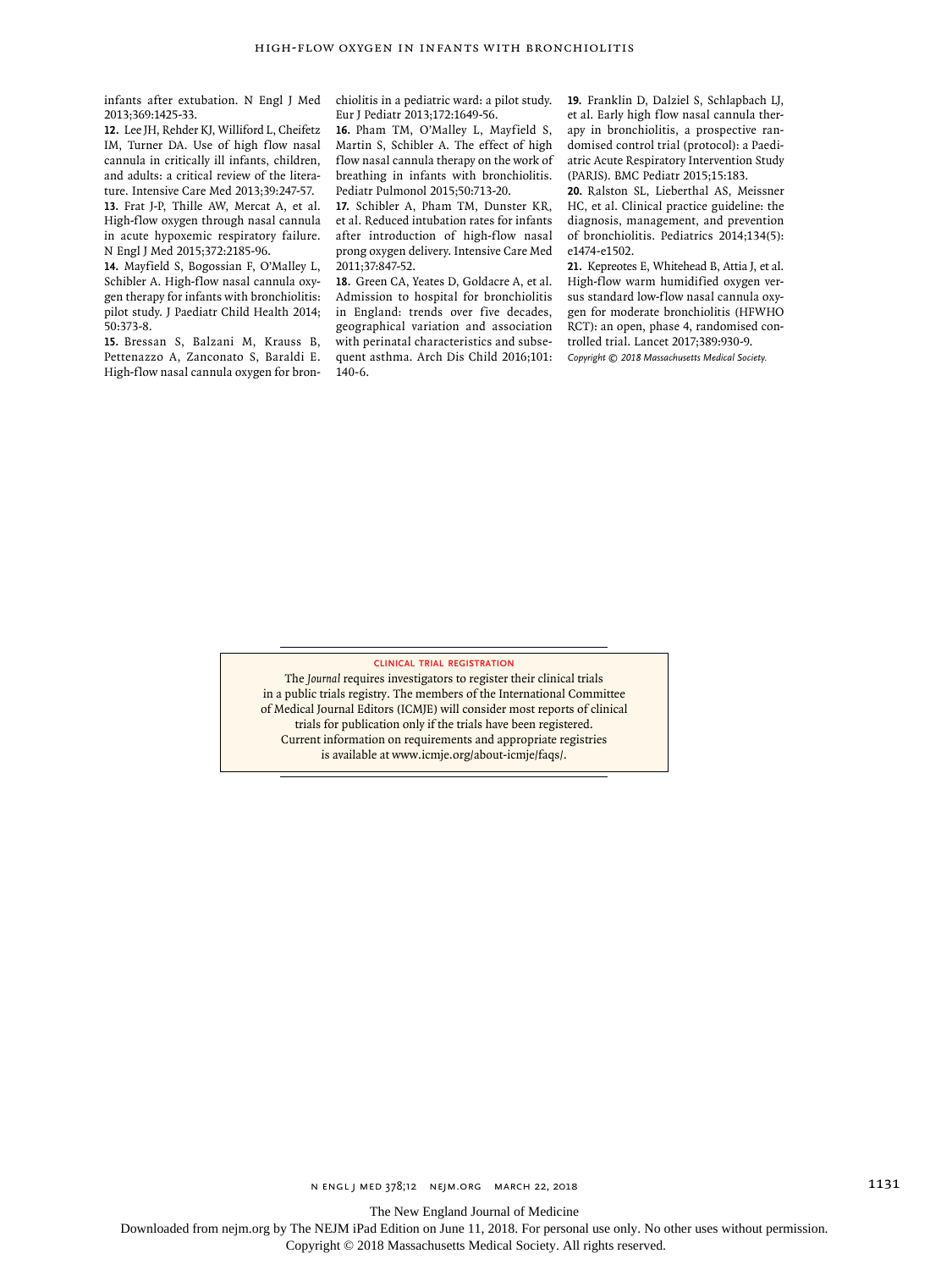infants after extubation. N Engl J Med 2013;369:1425-33.

**12.** Lee JH, Rehder KJ, Williford L, Cheifetz IM, Turner DA. Use of high flow nasal cannula in critically ill infants, children, and adults: a critical review of the literature. Intensive Care Med 2013;39:247-57.

**13.** Frat J-P, Thille AW, Mercat A, et al. High-flow oxygen through nasal cannula in acute hypoxemic respiratory failure. N Engl J Med 2015;372:2185-96.

**14.** Mayfield S, Bogossian F, O'Malley L, Schibler A. High-flow nasal cannula oxygen therapy for infants with bronchiolitis: pilot study. J Paediatr Child Health 2014;50:373-8.

**15.** Bressan S, Balzani M, Krauss B, Pettenazzo A, Zanconato S, Baraldi E. High-flow nasal cannula oxygen for bronchiolitis in a pediatric ward: a pilot study. Eur J Pediatr 2013;172:1649-56.

**16.** Pham TM, O'Malley L, Mayfield S, Martin S, Schibler A. The effect of high flow nasal cannula therapy on the work of breathing in infants with bronchiolitis. Pediatr Pulmonol 2015;50:713-20.

**17.** Schibler A, Pham TM, Dunster KR, et al. Reduced intubation rates for infants after introduction of high-flow nasal prong oxygen delivery. Intensive Care Med 2011;37:847-52.

**18.** Green CA, Yeates D, Goldacre A, et al. Admission to hospital for bronchiolitis in England: trends over five decades, geographical variation and association with perinatal characteristics and subsequent asthma. Arch Dis Child 2016;101:140-6.

**19.** Franklin D, Dalziel S, Schlapbach LJ, et al. Early high flow nasal cannula therapy in bronchiolitis, a prospective randomised control trial (protocol): a Paediatric Acute Respiratory Intervention Study (PARIS). BMC Pediatr 2015;15:183.

**20.** Ralston SL, Lieberthal AS, Meissner HC, et al. Clinical practice guideline: the diagnosis, management, and prevention of bronchiolitis. Pediatrics 2014;134(5):e1474-e1502.

**21.** Kepreotes E, Whitehead B, Attia J, et al. High-flow warm humidified oxygen versus standard low-flow nasal cannula oxygen for moderate bronchiolitis (HFWHO RCT): an open, phase 4, randomised controlled trial. Lancet 2017;389:930-9.

*Copyright © 2018 Massachusetts Medical Society.*

**CLINICAL TRIAL REGISTRATION**

The *Journal* requires investigators to register their clinical trials in a public trials registry. The members of the International Committee of Medical Journal Editors (ICMJE) will consider most reports of clinical trials for publication only if the trials have been registered. Current information on requirements and appropriate registries is available at www.icmje.org/about-icmje/faqs/.